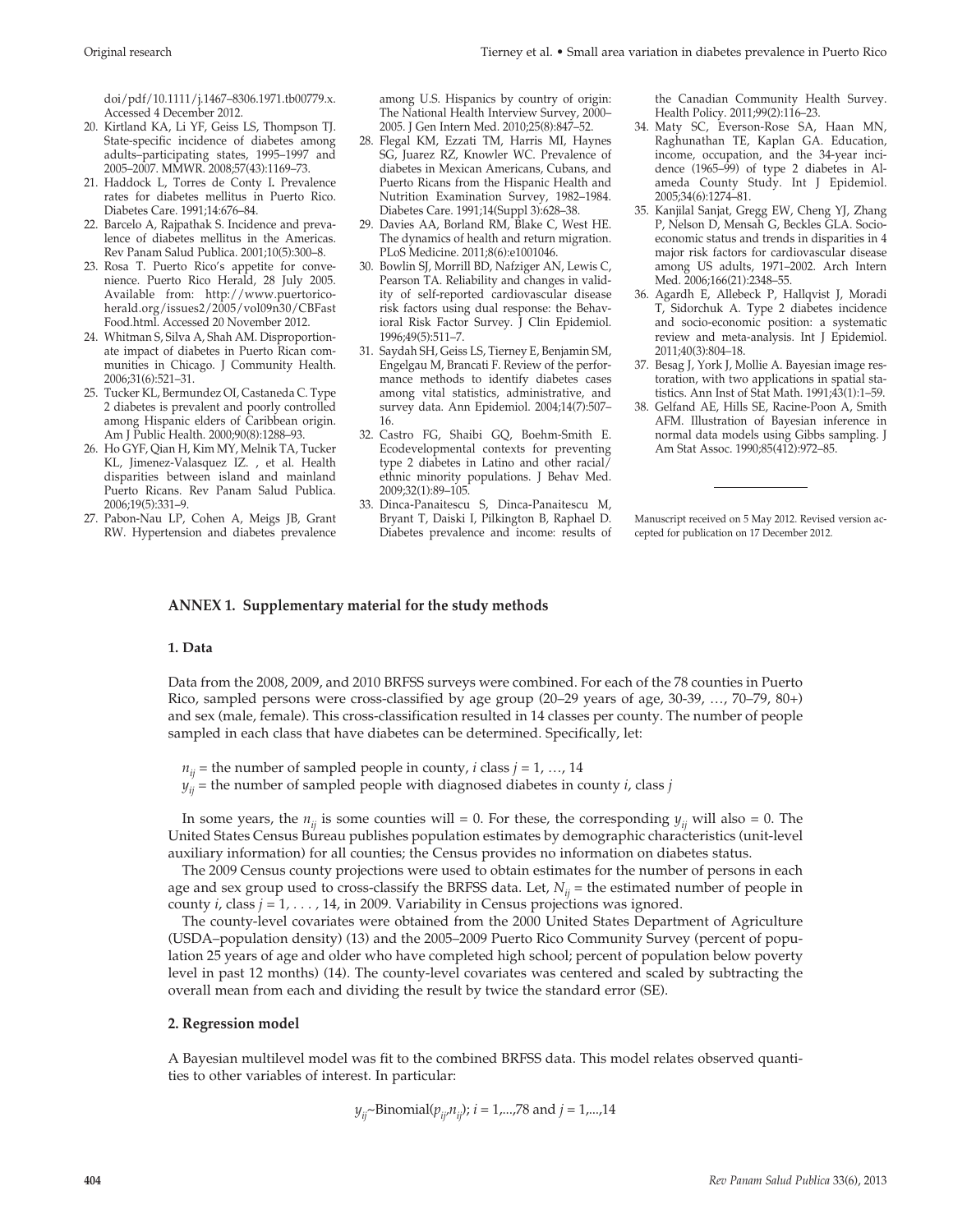doi/pdf/10.1111/j.1467–8306.1971.tb00779.x. Accessed 4 December 2012.

20. Kirtland KA, Li YF, Geiss LS, Thompson TJ. State-specific incidence of diabetes among adults–participating states, 1995–1997 and 2005–2007. MMWR. 2008;57(43):1169–73.
21. Haddock L, Torres de Conty I. Prevalence rates for diabetes mellitus in Puerto Rico. Diabetes Care. 1991;14:676–84.
22. Barcelo A, Rajpathak S. Incidence and prevalence of diabetes mellitus in the Americas. Rev Panam Salud Publica. 2001;10(5):300–8.
23. Rosa T. Puerto Rico's appetite for convenience. Puerto Rico Herald, 28 July 2005. Available from: http://www.puertorico-herald.org/issues2/2005/vol09n30/CBFastFood.html. Accessed 20 November 2012.
24. Whitman S, Silva A, Shah AM. Disproportionate impact of diabetes in Puerto Rican communities in Chicago. J Community Health. 2006;31(6):521–31.
25. Tucker KL, Bermudez OI, Castaneda C. Type 2 diabetes is prevalent and poorly controlled among Hispanic elders of Caribbean origin. Am J Public Health. 2000;90(8):1288–93.
26. Ho GYF, Qian H, Kim MY, Melnik TA, Tucker KL, Jimenez-Valasquez IZ. , et al. Health disparities between island and mainland Puerto Ricans. Rev Panam Salud Publica. 2006;19(5):331–9.
27. Pabon-Nau LP, Cohen A, Meigs JB, Grant RW. Hypertension and diabetes prevalence among U.S. Hispanics by country of origin: The National Health Interview Survey, 2000–2005. J Gen Intern Med. 2010;25(8):847–52.
28. Flegal KM, Ezzati TM, Harris MI, Haynes SG, Juarez RZ, Knowler WC. Prevalence of diabetes in Mexican Americans, Cubans, and Puerto Ricans from the Hispanic Health and Nutrition Examination Survey, 1982–1984. Diabetes Care. 1991;14(Suppl 3):628–38.
29. Davies AA, Borland RM, Blake C, West HE. The dynamics of health and return migration. PLoS Medicine. 2011;8(6):e1001046.
30. Bowlin SJ, Morrill BD, Nafziger AN, Lewis C, Pearson TA. Reliability and changes in validity of self-reported cardiovascular disease risk factors using dual response: the Behavioral Risk Factor Survey. J Clin Epidemiol. 1996;49(5):511–7.
31. Saydah SH, Geiss LS, Tierney E, Benjamin SM, Engelgau M, Brancati F. Review of the performance methods to identify diabetes cases among vital statistics, administrative, and survey data. Ann Epidemiol. 2004;14(7):507–16.
32. Castro FG, Shaibi GQ, Boehm-Smith E. Ecodevelopmental contexts for preventing type 2 diabetes in Latino and other racial/ethnic minority populations. J Behav Med. 2009;32(1):89–105.
33. Dinca-Panaitescu S, Dinca-Panaitescu M, Bryant T, Daiski I, Pilkington B, Raphael D. Diabetes prevalence and income: results of the Canadian Community Health Survey. Health Policy. 2011;99(2):116–23.
34. Maty SC, Everson-Rose SA, Haan MN, Raghunathan TE, Kaplan GA. Education, income, occupation, and the 34-year incidence (1965–99) of type 2 diabetes in Alameda County Study. Int J Epidemiol. 2005;34(6):1274–81.
35. Kanjilal Sanjat, Gregg EW, Cheng YJ, Zhang P, Nelson D, Mensah G, Beckles GLA. Socioeconomic status and trends in disparities in 4 major risk factors for cardiovascular disease among US adults, 1971–2002. Arch Intern Med. 2006;166(21):2348–55.
36. Agardh E, Allebeck P, Hallqvist J, Moradi T, Sidorchuk A. Type 2 diabetes incidence and socio-economic position: a systematic review and meta-analysis. Int J Epidemiol. 2011;40(3):804–18.
37. Besag J, York J, Mollie A. Bayesian image restoration, with two applications in spatial statistics. Ann Inst of Stat Math. 1991;43(1):1–59.
38. Gelfand AE, Hills SE, Racine-Poon A, Smith AFM. Illustration of Bayesian inference in normal data models using Gibbs sampling. J Am Stat Assoc. 1990;85(412):972–85.

Manuscript received on 5 May 2012. Revised version accepted for publication on 17 December 2012.

## ANNEX 1. Supplementary material for the study methods

### 1. Data

Data from the 2008, 2009, and 2010 BRFSS surveys were combined. For each of the 78 counties in Puerto Rico, sampled persons were cross-classified by age group (20–29 years of age, 30-39, …, 70–79, 80+) and sex (male, female). This cross-classification resulted in 14 classes per county. The number of people sampled in each class that have diabetes can be determined. Specifically, let:

$n_{ij}$ = the number of sampled people in county, $i$ class $j$ = 1, …, 14
$y_{ij}$ = the number of sampled people with diagnosed diabetes in county $i$, class $j$

In some years, the $n_{ij}$ is some counties will = 0. For these, the corresponding $y_{ij}$ will also = 0. The United States Census Bureau publishes population estimates by demographic characteristics (unit-level auxiliary information) for all counties; the Census provides no information on diabetes status.

The 2009 Census county projections were used to obtain estimates for the number of persons in each age and sex group used to cross-classify the BRFSS data. Let, $N_{ij}$ = the estimated number of people in county $i$, class $j$ = 1, . . . , 14, in 2009. Variability in Census projections was ignored.

The county-level covariates were obtained from the 2000 United States Department of Agriculture (USDA–population density) (13) and the 2005–2009 Puerto Rico Community Survey (percent of population 25 years of age and older who have completed high school; percent of population below poverty level in past 12 months) (14). The county-level covariates was centered and scaled by subtracting the overall mean from each and dividing the result by twice the standard error (SE).

### 2. Regression model

A Bayesian multilevel model was fit to the combined BRFSS data. This model relates observed quantities to other variables of interest. In particular:

$$y_{ij} \sim \text{Binomial}(p_{ij}, n_{ij});\ i = 1,...,78 \text{ and } j = 1,...,14$$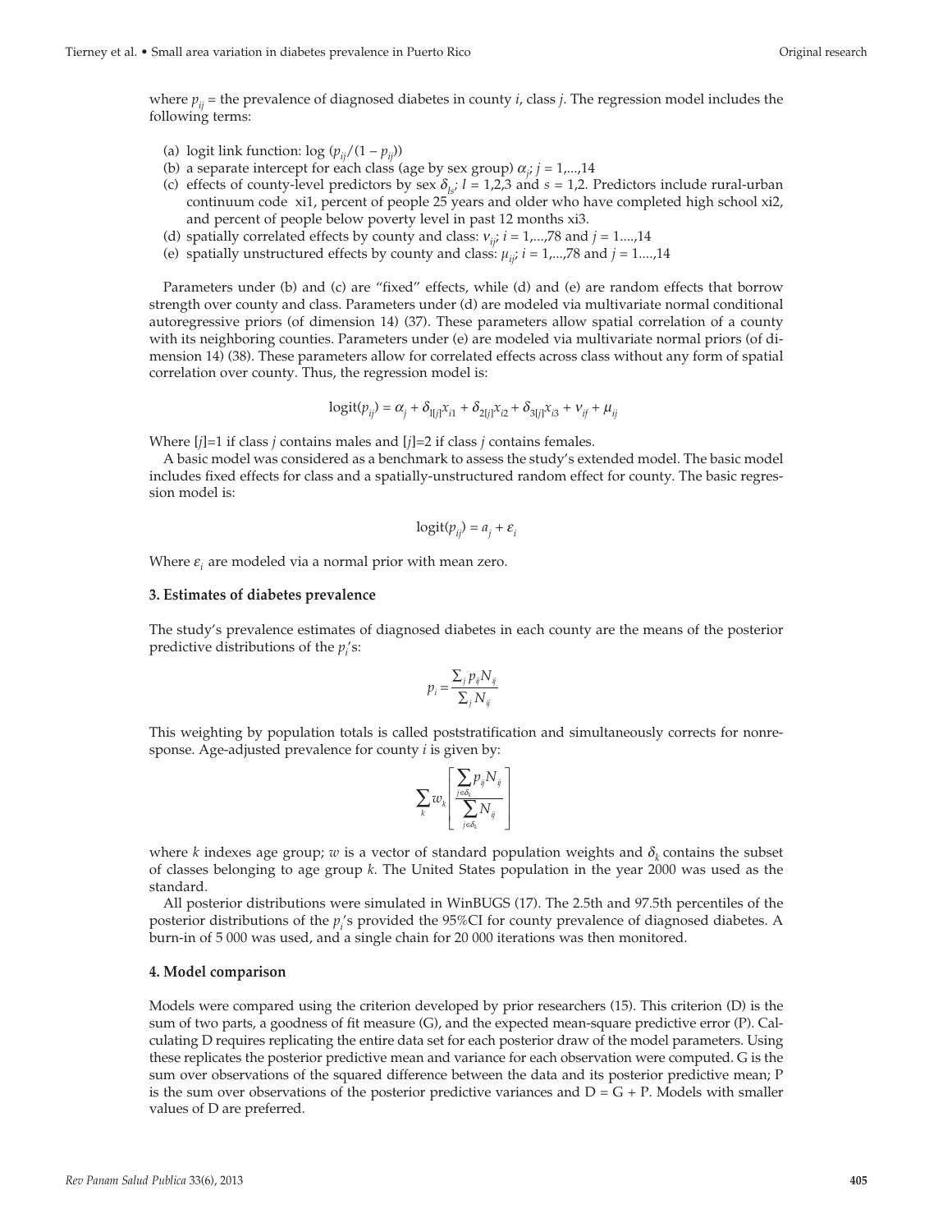where $p_{ij}$ = the prevalence of diagnosed diabetes in county $i$, class $j$. The regression model includes the following terms:

(a) logit link function: $\log(p_{ij}/(1 - p_{ij}))$
(b) a separate intercept for each class (age by sex group) $\alpha_j$; $j = 1,...,14$
(c) effects of county-level predictors by sex $\delta_{ls}$; $l = 1,2,3$ and $s = 1,2$. Predictors include rural-urban continuum code xi1, percent of people 25 years and older who have completed high school xi2, and percent of people below poverty level in past 12 months xi3.
(d) spatially correlated effects by county and class: $\nu_{ij}$; $i = 1,...,78$ and $j = 1....,14$
(e) spatially unstructured effects by county and class: $\mu_{ij}$; $i = 1,...,78$ and $j = 1....,14$

Parameters under (b) and (c) are "fixed" effects, while (d) and (e) are random effects that borrow strength over county and class. Parameters under (d) are modeled via multivariate normal conditional autoregressive priors (of dimension 14) (37). These parameters allow spatial correlation of a county with its neighboring counties. Parameters under (e) are modeled via multivariate normal priors (of dimension 14) (38). These parameters allow for correlated effects across class without any form of spatial correlation over county. Thus, the regression model is:

$$\text{logit}(p_{ij}) = \alpha_j + \delta_{1[j]}x_{i1} + \delta_{2[j]}x_{i2} + \delta_{3[j]}x_{i3} + \nu_{ij} + \mu_{ij}$$

Where $[j]$=1 if class $j$ contains males and $[j]$=2 if class $j$ contains females.

A basic model was considered as a benchmark to assess the study's extended model. The basic model includes fixed effects for class and a spatially-unstructured random effect for county. The basic regression model is:

$$\text{logit}(p_{ij}) = a_j + \varepsilon_i$$

Where $\varepsilon_i$ are modeled via a normal prior with mean zero.

### 3. Estimates of diabetes prevalence

The study's prevalence estimates of diagnosed diabetes in each county are the means of the posterior predictive distributions of the $p_i$'s:

$$p_i = \frac{\sum_j p_{ij} N_{ij}}{\sum_j N_{ij}}$$

This weighting by population totals is called poststratification and simultaneously corrects for nonresponse. Age-adjusted prevalence for county $i$ is given by:

$$\sum_k w_k \left[ \frac{\sum_{j \in \delta_k} p_{ij} N_{ij}}{\sum_{j \in \delta_k} N_{ij}} \right]$$

where $k$ indexes age group; $w$ is a vector of standard population weights and $\delta_k$ contains the subset of classes belonging to age group $k$. The United States population in the year 2000 was used as the standard.

All posterior distributions were simulated in WinBUGS (17). The 2.5th and 97.5th percentiles of the posterior distributions of the $p_i$'s provided the 95%CI for county prevalence of diagnosed diabetes. A burn-in of 5 000 was used, and a single chain for 20 000 iterations was then monitored.

### 4. Model comparison

Models were compared using the criterion developed by prior researchers (15). This criterion (D) is the sum of two parts, a goodness of fit measure (G), and the expected mean-square predictive error (P). Calculating D requires replicating the entire data set for each posterior draw of the model parameters. Using these replicates the posterior predictive mean and variance for each observation were computed. G is the sum over observations of the squared difference between the data and its posterior predictive mean; P is the sum over observations of the posterior predictive variances and D = G + P. Models with smaller values of D are preferred.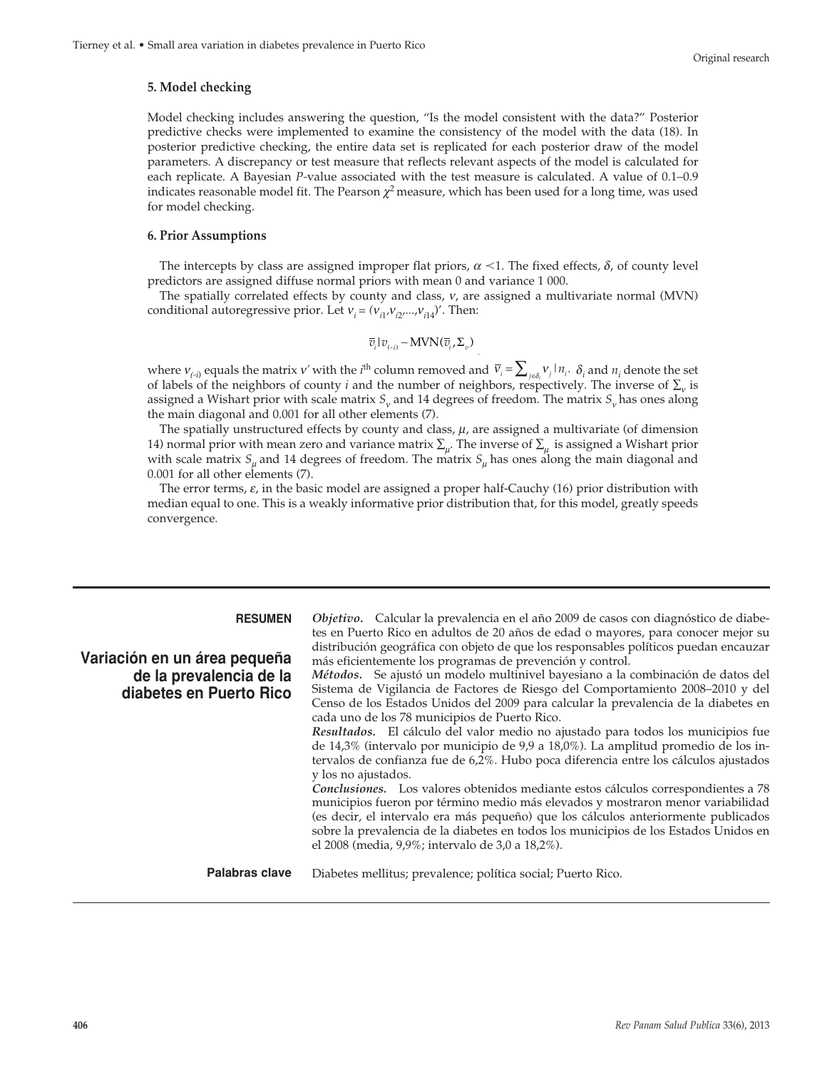### 5. Model checking

Model checking includes answering the question, "Is the model consistent with the data?" Posterior predictive checks were implemented to examine the consistency of the model with the data (18). In posterior predictive checking, the entire data set is replicated for each posterior draw of the model parameters. A discrepancy or test measure that reflects relevant aspects of the model is calculated for each replicate. A Bayesian *P*-value associated with the test measure is calculated. A value of 0.1–0.9 indicates reasonable model fit. The Pearson $\chi^2$ measure, which has been used for a long time, was used for model checking.

### 6. Prior Assumptions

The intercepts by class are assigned improper flat priors, $\alpha < 1$. The fixed effects, $\delta$, of county level predictors are assigned diffuse normal priors with mean 0 and variance 1 000.

The spatially correlated effects by county and class, $v$, are assigned a multivariate normal (MVN) conditional autoregressive prior. Let $v_i = (v_{i1}, v_{i2}, ..., v_{i14})'$. Then:

$$\bar{v}_i | v_{(-i)} \sim \text{MVN}(\bar{v}_i, \Sigma_v)$$

where $v_{(-i)}$ equals the matrix $v'$ with the $i^{\text{th}}$ column removed and $\bar{v}_i = \sum_{j \in \delta_i} v_j / n_i$. $\delta_i$ and $n_i$ denote the set of labels of the neighbors of county $i$ and the number of neighbors, respectively. The inverse of $\Sigma_v$ is assigned a Wishart prior with scale matrix $S_v$ and 14 degrees of freedom. The matrix $S_v$ has ones along the main diagonal and 0.001 for all other elements (7).

The spatially unstructured effects by county and class, $\mu$, are assigned a multivariate (of dimension 14) normal prior with mean zero and variance matrix $\Sigma_\mu$. The inverse of $\Sigma_\mu$ is assigned a Wishart prior with scale matrix $S_\mu$ and 14 degrees of freedom. The matrix $S_\mu$ has ones along the main diagonal and 0.001 for all other elements (7).

The error terms, $\varepsilon$, in the basic model are assigned a proper half-Cauchy (16) prior distribution with median equal to one. This is a weakly informative prior distribution that, for this model, greatly speeds convergence.

---

**RESUMEN**

## Variación en un área pequeña de la prevalencia de la diabetes en Puerto Rico

***Objetivo.*** Calcular la prevalencia en el año 2009 de casos con diagnóstico de diabetes en Puerto Rico en adultos de 20 años de edad o mayores, para conocer mejor su distribución geográfica con objeto de que los responsables políticos puedan encauzar más eficientemente los programas de prevención y control.

***Métodos.*** Se ajustó un modelo multinivel bayesiano a la combinación de datos del Sistema de Vigilancia de Factores de Riesgo del Comportamiento 2008–2010 y del Censo de los Estados Unidos del 2009 para calcular la prevalencia de la diabetes en cada uno de los 78 municipios de Puerto Rico.

***Resultados.*** El cálculo del valor medio no ajustado para todos los municipios fue de 14,3% (intervalo por municipio de 9,9 a 18,0%). La amplitud promedio de los intervalos de confianza fue de 6,2%. Hubo poca diferencia entre los cálculos ajustados y los no ajustados.

***Conclusiones.*** Los valores obtenidos mediante estos cálculos correspondientes a 78 municipios fueron por término medio más elevados y mostraron menor variabilidad (es decir, el intervalo era más pequeño) que los cálculos anteriormente publicados sobre la prevalencia de la diabetes en todos los municipios de los Estados Unidos en el 2008 (media, 9,9%; intervalo de 3,0 a 18,2%).

**Palabras clave** Diabetes mellitus; prevalence; política social; Puerto Rico.